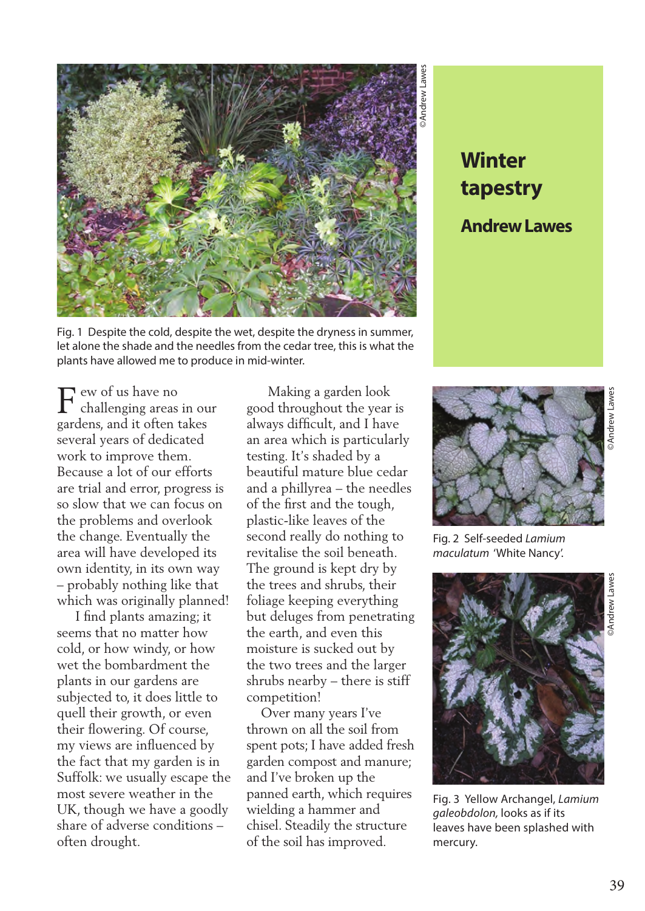# Winter tapestry

## Andrew Lawes

Fig. 1 Despite the cold, despite the wet, despite the dryness in summer, let alone the shade and the needles from the cedar tree, this is what the plants have allowed me to produce in mid-winter.

Few of us have no challenging areas in our gardens, and it often takes several years of dedicated work to improve them. Because a lot of our efforts are trial and error, progress is so slow that we can focus on the problems and overlook the change. Eventually the area will have developed its own identity, in its own way – probably nothing like that which was originally planned!

I find plants amazing; it seems that no matter how cold, or how windy, or how wet the bombardment the plants in our gardens are subjected to, it does little to quell their growth, or even their flowering. Of course, my views are influenced by the fact that my garden is in Suffolk: we usually escape the most severe weather in the UK, though we have a goodly share of adverse conditions – often drought.

Making a garden look good throughout the year is always difficult, and I have an area which is particularly testing. It's shaded by a beautiful mature blue cedar and a phillyrea – the needles of the first and the tough, plastic-like leaves of the second really do nothing to revitalise the soil beneath. The ground is kept dry by the trees and shrubs, their foliage keeping everything but deluges from penetrating the earth, and even this moisture is sucked out by the two trees and the larger shrubs nearby – there is stiff competition!

Over many years I've thrown on all the soil from spent pots; I have added fresh garden compost and manure; and I've broken up the panned earth, which requires wielding a hammer and chisel. Steadily the structure of the soil has improved.

Fig. 2 Self-seeded *Lamium maculatum* 'White Nancy'.

Fig. 3 Yellow Archangel, *Lamium galeobdolon,* looks as if its leaves have been splashed with mercury.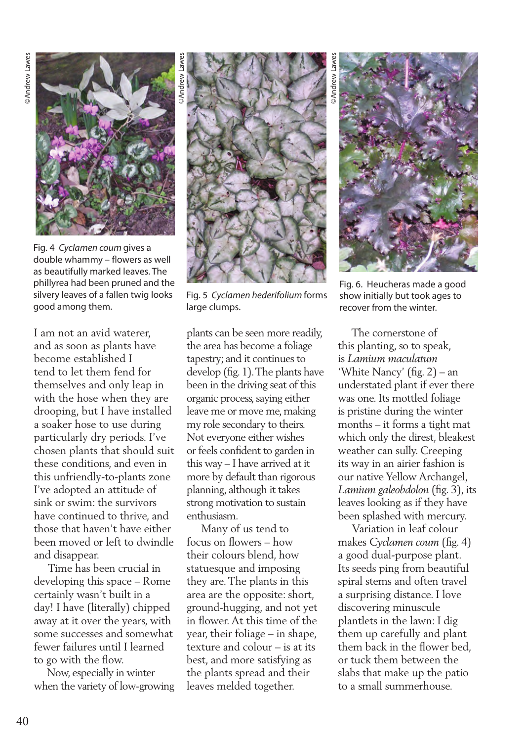©Andrew Lawes

Fig. 4 *Cyclamen coum* gives a double whammy – flowers as well as beautifully marked leaves. The phillyrea had been pruned and the silvery leaves of a fallen twig looks good among them.

©Andrew Lawes

Fig. 5 *Cyclamen hederifolium* forms large clumps.

©Andrew Lawes

Fig. 6. Heucheras made a good show initially but took ages to recover from the winter.

I am not an avid waterer, and as soon as plants have become established I tend to let them fend for themselves and only leap in with the hose when they are drooping, but I have installed a soaker hose to use during particularly dry periods. I've chosen plants that should suit these conditions, and even in this unfriendly-to-plants zone I've adopted an attitude of sink or swim: the survivors have continued to thrive, and those that haven't have either been moved or left to dwindle and disappear.

Time has been crucial in developing this space – Rome certainly wasn't built in a day! I have (literally) chipped away at it over the years, with some successes and somewhat fewer failures until I learned to go with the flow.

Now, especially in winter when the variety of low-growing plants can be seen more readily, the area has become a foliage tapestry; and it continues to develop (fig. 1). The plants have been in the driving seat of this organic process, saying either leave me or move me, making my role secondary to theirs. Not everyone either wishes or feels confident to garden in this way – I have arrived at it more by default than rigorous planning, although it takes strong motivation to sustain enthusiasm.

Many of us tend to focus on flowers – how their colours blend, how statuesque and imposing they are. The plants in this area are the opposite: short, ground-hugging, and not yet in flower. At this time of the year, their foliage – in shape, texture and colour – is at its best, and more satisfying as the plants spread and their leaves melded together.

The cornerstone of this planting, so to speak, is *Lamium maculatum* 'White Nancy' (fig. 2) – an understated plant if ever there was one. Its mottled foliage is pristine during the winter months – it forms a tight mat which only the direst, bleakest weather can sully. Creeping its way in an airier fashion is our native Yellow Archangel, *Lamium galeobdolon* (fig. 3), its leaves looking as if they have been splashed with mercury.

Variation in leaf colour makes *Cyclamen coum* (fig. 4) a good dual-purpose plant. Its seeds ping from beautiful spiral stems and often travel a surprising distance. I love discovering minuscule plantlets in the lawn: I dig them up carefully and plant them back in the flower bed, or tuck them between the slabs that make up the patio to a small summerhouse.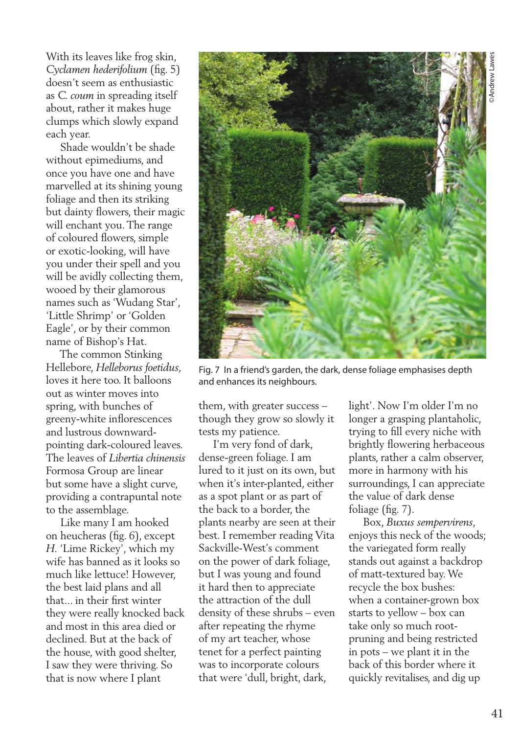With its leaves like frog skin, *Cyclamen hederifolium* (fig. 5) doesn't seem as enthusiastic as *C. coum* in spreading itself about, rather it makes huge clumps which slowly expand each year.

Shade wouldn't be shade without epimediums, and once you have one and have marvelled at its shining young foliage and then its striking but dainty flowers, their magic will enchant you. The range of coloured flowers, simple or exotic-looking, will have you under their spell and you will be avidly collecting them, wooed by their glamorous names such as 'Wudang Star', 'Little Shrimp' or 'Golden Eagle', or by their common name of Bishop's Hat.

The common Stinking Hellebore, *Helleborus foetidus*, loves it here too. It balloons out as winter moves into spring, with bunches of greeny-white inflorescences and lustrous downward-pointing dark-coloured leaves. The leaves of *Libertia chinensis* Formosa Group are linear but some have a slight curve, providing a contrapuntal note to the assemblage.

Like many I am hooked on heucheras (fig. 6), except *H.* 'Lime Rickey', which my wife has banned as it looks so much like lettuce! However, the best laid plans and all that... in their first winter they were really knocked back and most in this area died or declined. But at the back of the house, with good shelter, I saw they were thriving. So that is now where I plant them, with greater success – though they grow so slowly it tests my patience.

Fig. 7 In a friend's garden, the dark, dense foliage emphasises depth and enhances its neighbours.

I'm very fond of dark, dense-green foliage. I am lured to it just on its own, but when it's inter-planted, either as a spot plant or as part of the back to a border, the plants nearby are seen at their best. I remember reading Vita Sackville-West's comment on the power of dark foliage, but I was young and found it hard then to appreciate the attraction of the dull density of these shrubs – even after repeating the rhyme of my art teacher, whose tenet for a perfect painting was to incorporate colours that were 'dull, bright, dark, light'. Now I'm older I'm no longer a grasping plantaholic, trying to fill every niche with brightly flowering herbaceous plants, rather a calm observer, more in harmony with his surroundings, I can appreciate the value of dark dense foliage (fig. 7).

Box, *Buxus sempervirens*, enjoys this neck of the woods; the variegated form really stands out against a backdrop of matt-textured bay. We recycle the box bushes: when a container-grown box starts to yellow – box can take only so much root-pruning and being restricted in pots – we plant it in the back of this border where it quickly revitalises, and dig up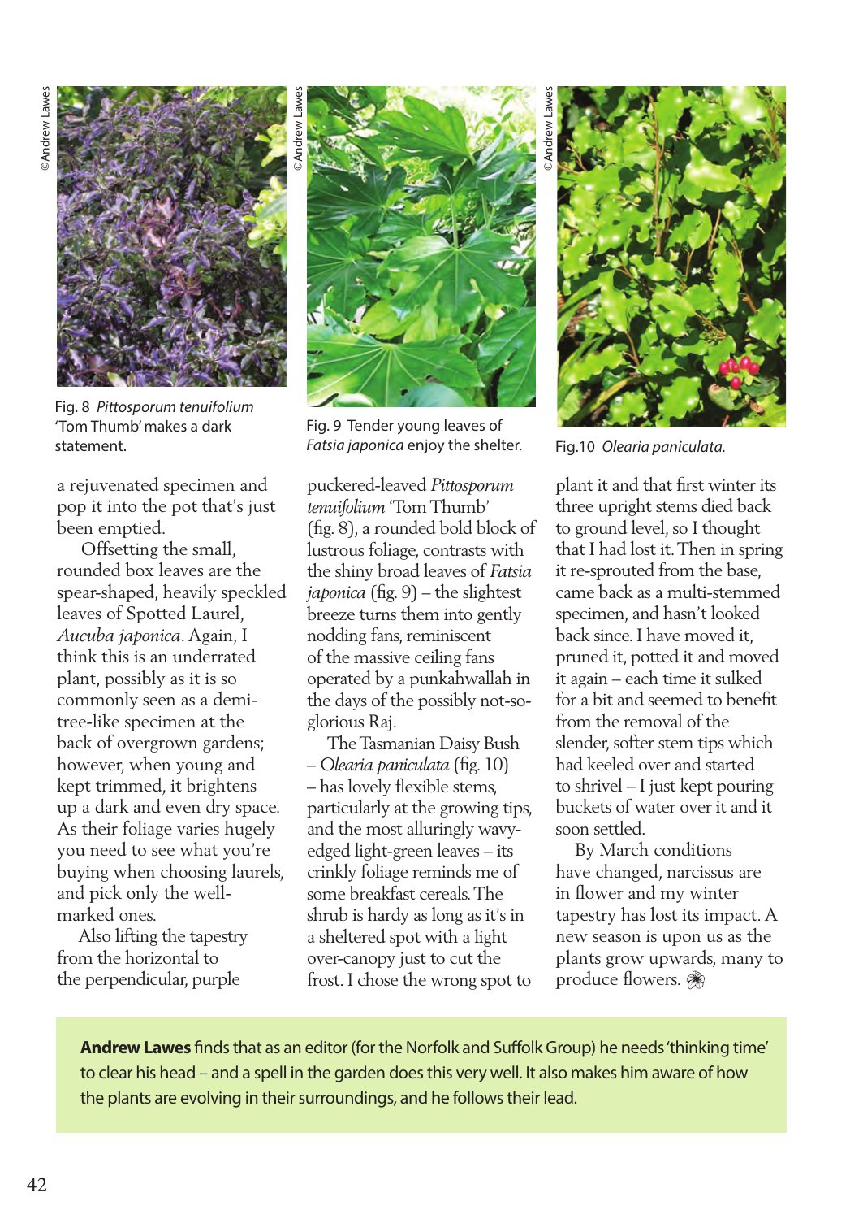Fig. 8 *Pittosporum tenuifolium* 'Tom Thumb' makes a dark statement.

Fig. 9 Tender young leaves of *Fatsia japonica* enjoy the shelter.

Fig.10 *Olearia paniculata.*

a rejuvenated specimen and pop it into the pot that's just been emptied.

Offsetting the small, rounded box leaves are the spear-shaped, heavily speckled leaves of Spotted Laurel, *Aucuba japonica*. Again, I think this is an underrated plant, possibly as it is so commonly seen as a demi-tree-like specimen at the back of overgrown gardens; however, when young and kept trimmed, it brightens up a dark and even dry space. As their foliage varies hugely you need to see what you're buying when choosing laurels, and pick only the well-marked ones.

Also lifting the tapestry from the horizontal to the perpendicular, purple puckered-leaved *Pittosporum tenuifolium* 'Tom Thumb' (fig. 8), a rounded bold block of lustrous foliage, contrasts with the shiny broad leaves of *Fatsia japonica* (fig. 9) – the slightest breeze turns them into gently nodding fans, reminiscent of the massive ceiling fans operated by a punkahwallah in the days of the possibly not-so-glorious Raj.

The Tasmanian Daisy Bush – *Olearia paniculata* (fig. 10) – has lovely flexible stems, particularly at the growing tips, and the most alluringly wavy-edged light-green leaves – its crinkly foliage reminds me of some breakfast cereals. The shrub is hardy as long as it's in a sheltered spot with a light over-canopy just to cut the frost. I chose the wrong spot to plant it and that first winter its three upright stems died back to ground level, so I thought that I had lost it. Then in spring it re-sprouted from the base, came back as a multi-stemmed specimen, and hasn't looked back since. I have moved it, pruned it, potted it and moved it again – each time it sulked for a bit and seemed to benefit from the removal of the slender, softer stem tips which had keeled over and started to shrivel – I just kept pouring buckets of water over it and it soon settled.

By March conditions have changed, narcissus are in flower and my winter tapestry has lost its impact. A new season is upon us as the plants grow upwards, many to produce flowers. ❀

**Andrew Lawes** finds that as an editor (for the Norfolk and Suffolk Group) he needs 'thinking time' to clear his head – and a spell in the garden does this very well. It also makes him aware of how the plants are evolving in their surroundings, and he follows their lead.